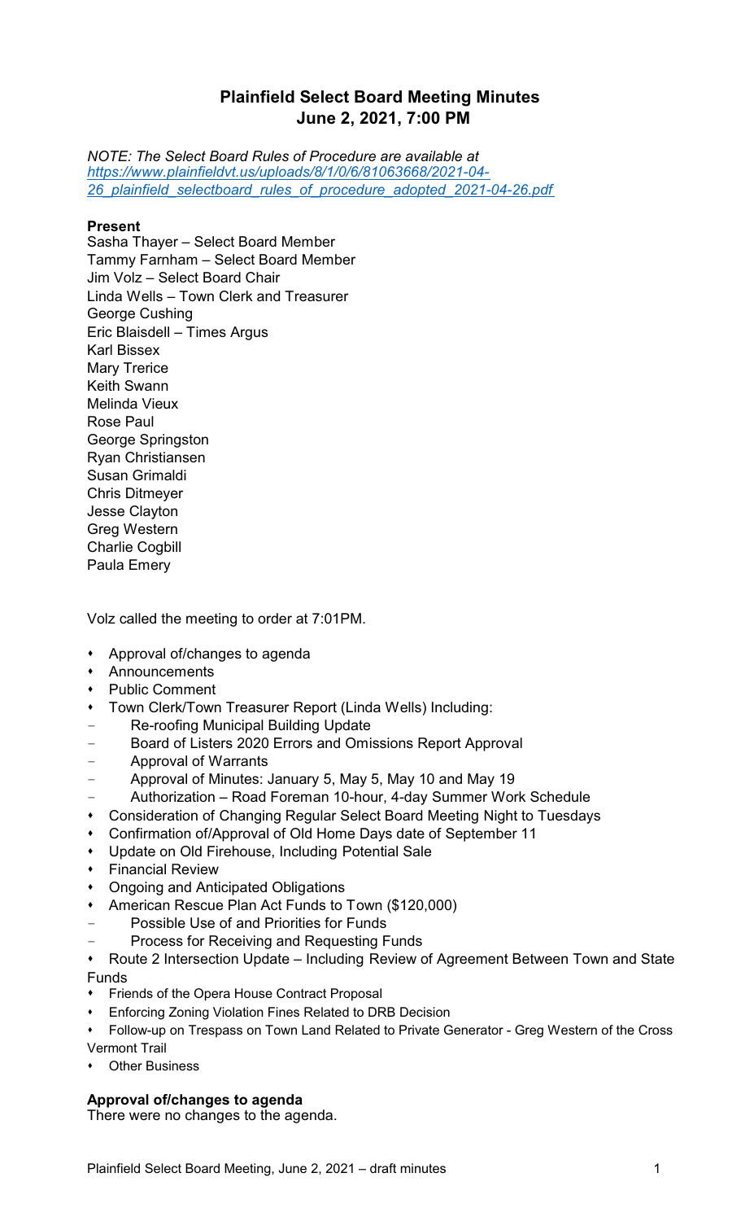# Plainfield Select Board Meeting Minutes
## June 2, 2021, 7:00 PM

*NOTE: The Select Board Rules of Procedure are available at [https://www.plainfieldvt.us/uploads/8/1/0/6/81063668/2021-04-26_plainfield_selectboard_rules_of_procedure_adopted_2021-04-26.pdf](https://www.plainfieldvt.us/uploads/8/1/0/6/81063668/2021-04-26_plainfield_selectboard_rules_of_procedure_adopted_2021-04-26.pdf)*

**Present**

Sasha Thayer – Select Board Member
Tammy Farnham – Select Board Member
Jim Volz – Select Board Chair
Linda Wells – Town Clerk and Treasurer
George Cushing
Eric Blaisdell – Times Argus
Karl Bissex
Mary Trerice
Keith Swann
Melinda Vieux
Rose Paul
George Springston
Ryan Christiansen
Susan Grimaldi
Chris Ditmeyer
Jesse Clayton
Greg Western
Charlie Cogbill
Paula Emery

Volz called the meeting to order at 7:01PM.

- Approval of/changes to agenda
- Announcements
- Public Comment
- Town Clerk/Town Treasurer Report (Linda Wells) Including:
  - Re-roofing Municipal Building Update
  - Board of Listers 2020 Errors and Omissions Report Approval
  - Approval of Warrants
  - Approval of Minutes: January 5, May 5, May 10 and May 19
  - Authorization – Road Foreman 10-hour, 4-day Summer Work Schedule
- Consideration of Changing Regular Select Board Meeting Night to Tuesdays
- Confirmation of/Approval of Old Home Days date of September 11
- Update on Old Firehouse, Including Potential Sale
- Financial Review
- Ongoing and Anticipated Obligations
- American Rescue Plan Act Funds to Town ($120,000)
  - Possible Use of and Priorities for Funds
  - Process for Receiving and Requesting Funds
- Route 2 Intersection Update – Including Review of Agreement Between Town and State Funds
- Friends of the Opera House Contract Proposal
- Enforcing Zoning Violation Fines Related to DRB Decision
- Follow-up on Trespass on Town Land Related to Private Generator - Greg Western of the Cross Vermont Trail
- Other Business

**Approval of/changes to agenda**

There were no changes to the agenda.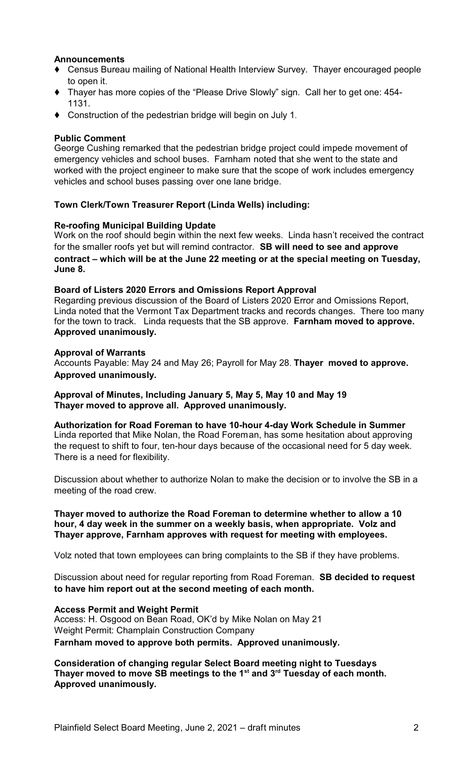**Announcements**

- Census Bureau mailing of National Health Interview Survey. Thayer encouraged people to open it.
- Thayer has more copies of the "Please Drive Slowly" sign. Call her to get one: 454-1131.
- Construction of the pedestrian bridge will begin on July 1.

**Public Comment**

George Cushing remarked that the pedestrian bridge project could impede movement of emergency vehicles and school buses. Farnham noted that she went to the state and worked with the project engineer to make sure that the scope of work includes emergency vehicles and school buses passing over one lane bridge.

**Town Clerk/Town Treasurer Report (Linda Wells) including:**

**Re-roofing Municipal Building Update**

Work on the roof should begin within the next few weeks. Linda hasn't received the contract for the smaller roofs yet but will remind contractor. **SB will need to see and approve contract – which will be at the June 22 meeting or at the special meeting on Tuesday, June 8.**

**Board of Listers 2020 Errors and Omissions Report Approval**

Regarding previous discussion of the Board of Listers 2020 Error and Omissions Report, Linda noted that the Vermont Tax Department tracks and records changes. There too many for the town to track. Linda requests that the SB approve. **Farnham moved to approve. Approved unanimously.**

**Approval of Warrants**

Accounts Payable: May 24 and May 26; Payroll for May 28. **Thayer moved to approve. Approved unanimously.**

**Approval of Minutes, Including January 5, May 5, May 10 and May 19**
**Thayer moved to approve all. Approved unanimously.**

**Authorization for Road Foreman to have 10-hour 4-day Work Schedule in Summer**

Linda reported that Mike Nolan, the Road Foreman, has some hesitation about approving the request to shift to four, ten-hour days because of the occasional need for 5 day week. There is a need for flexibility.

Discussion about whether to authorize Nolan to make the decision or to involve the SB in a meeting of the road crew.

**Thayer moved to authorize the Road Foreman to determine whether to allow a 10 hour, 4 day week in the summer on a weekly basis, when appropriate. Volz and Thayer approve, Farnham approves with request for meeting with employees.**

Volz noted that town employees can bring complaints to the SB if they have problems.

Discussion about need for regular reporting from Road Foreman. **SB decided to request to have him report out at the second meeting of each month.**

**Access Permit and Weight Permit**

Access: H. Osgood on Bean Road, OK'd by Mike Nolan on May 21
Weight Permit: Champlain Construction Company
**Farnham moved to approve both permits. Approved unanimously.**

**Consideration of changing regular Select Board meeting night to Tuesdays**
**Thayer moved to move SB meetings to the 1st and 3rd Tuesday of each month. Approved unanimously.**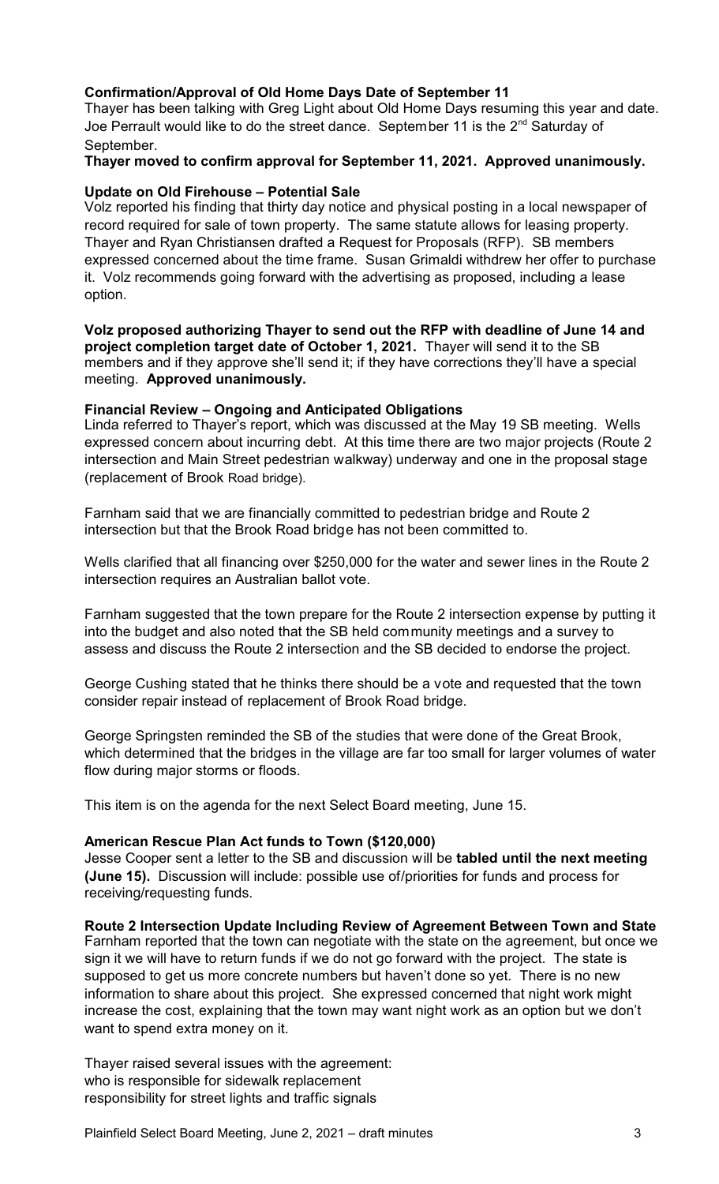**Confirmation/Approval of Old Home Days Date of September 11**

Thayer has been talking with Greg Light about Old Home Days resuming this year and date. Joe Perrault would like to do the street dance. September 11 is the 2nd Saturday of September.

**Thayer moved to confirm approval for September 11, 2021. Approved unanimously.**

**Update on Old Firehouse – Potential Sale**

Volz reported his finding that thirty day notice and physical posting in a local newspaper of record required for sale of town property. The same statute allows for leasing property. Thayer and Ryan Christiansen drafted a Request for Proposals (RFP). SB members expressed concerned about the time frame. Susan Grimaldi withdrew her offer to purchase it. Volz recommends going forward with the advertising as proposed, including a lease option.

**Volz proposed authorizing Thayer to send out the RFP with deadline of June 14 and project completion target date of October 1, 2021.** Thayer will send it to the SB members and if they approve she'll send it; if they have corrections they'll have a special meeting. **Approved unanimously.**

**Financial Review – Ongoing and Anticipated Obligations**

Linda referred to Thayer's report, which was discussed at the May 19 SB meeting. Wells expressed concern about incurring debt. At this time there are two major projects (Route 2 intersection and Main Street pedestrian walkway) underway and one in the proposal stage (replacement of Brook Road bridge).

Farnham said that we are financially committed to pedestrian bridge and Route 2 intersection but that the Brook Road bridge has not been committed to.

Wells clarified that all financing over $250,000 for the water and sewer lines in the Route 2 intersection requires an Australian ballot vote.

Farnham suggested that the town prepare for the Route 2 intersection expense by putting it into the budget and also noted that the SB held community meetings and a survey to assess and discuss the Route 2 intersection and the SB decided to endorse the project.

George Cushing stated that he thinks there should be a vote and requested that the town consider repair instead of replacement of Brook Road bridge.

George Springsten reminded the SB of the studies that were done of the Great Brook, which determined that the bridges in the village are far too small for larger volumes of water flow during major storms or floods.

This item is on the agenda for the next Select Board meeting, June 15.

**American Rescue Plan Act funds to Town ($120,000)**

Jesse Cooper sent a letter to the SB and discussion will be **tabled until the next meeting (June 15).** Discussion will include: possible use of/priorities for funds and process for receiving/requesting funds.

**Route 2 Intersection Update Including Review of Agreement Between Town and State**

Farnham reported that the town can negotiate with the state on the agreement, but once we sign it we will have to return funds if we do not go forward with the project. The state is supposed to get us more concrete numbers but haven't done so yet. There is no new information to share about this project. She expressed concerned that night work might increase the cost, explaining that the town may want night work as an option but we don't want to spend extra money on it.

Thayer raised several issues with the agreement:
who is responsible for sidewalk replacement
responsibility for street lights and traffic signals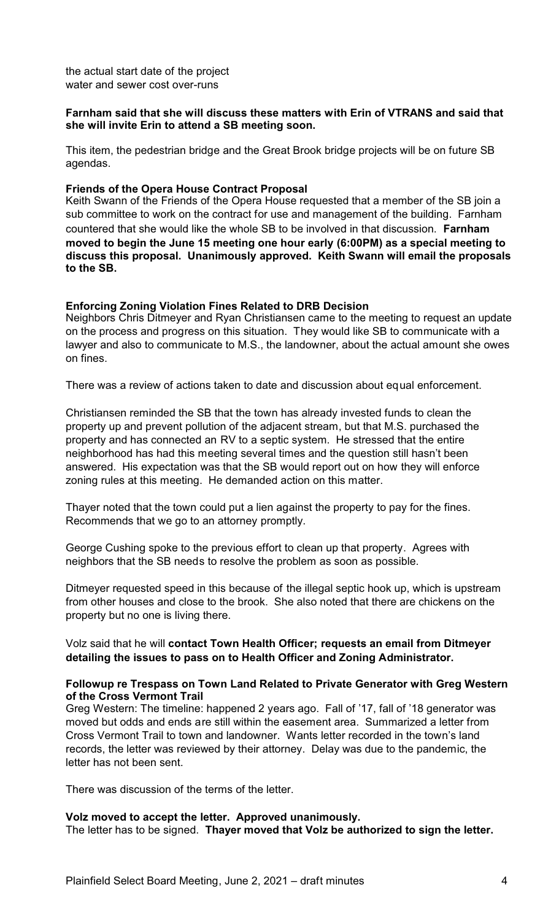the actual start date of the project
water and sewer cost over-runs

**Farnham said that she will discuss these matters with Erin of VTRANS and said that she will invite Erin to attend a SB meeting soon.**

This item, the pedestrian bridge and the Great Brook bridge projects will be on future SB agendas.

**Friends of the Opera House Contract Proposal**

Keith Swann of the Friends of the Opera House requested that a member of the SB join a sub committee to work on the contract for use and management of the building. Farnham countered that she would like the whole SB to be involved in that discussion. **Farnham moved to begin the June 15 meeting one hour early (6:00PM) as a special meeting to discuss this proposal. Unanimously approved. Keith Swann will email the proposals to the SB.**

**Enforcing Zoning Violation Fines Related to DRB Decision**

Neighbors Chris Ditmeyer and Ryan Christiansen came to the meeting to request an update on the process and progress on this situation. They would like SB to communicate with a lawyer and also to communicate to M.S., the landowner, about the actual amount she owes on fines.

There was a review of actions taken to date and discussion about equal enforcement.

Christiansen reminded the SB that the town has already invested funds to clean the property up and prevent pollution of the adjacent stream, but that M.S. purchased the property and has connected an RV to a septic system. He stressed that the entire neighborhood has had this meeting several times and the question still hasn't been answered. His expectation was that the SB would report out on how they will enforce zoning rules at this meeting. He demanded action on this matter.

Thayer noted that the town could put a lien against the property to pay for the fines. Recommends that we go to an attorney promptly.

George Cushing spoke to the previous effort to clean up that property. Agrees with neighbors that the SB needs to resolve the problem as soon as possible.

Ditmeyer requested speed in this because of the illegal septic hook up, which is upstream from other houses and close to the brook. She also noted that there are chickens on the property but no one is living there.

Volz said that he will **contact Town Health Officer; requests an email from Ditmeyer detailing the issues to pass on to Health Officer and Zoning Administrator.**

**Followup re Trespass on Town Land Related to Private Generator with Greg Western of the Cross Vermont Trail**

Greg Western: The timeline: happened 2 years ago. Fall of '17, fall of '18 generator was moved but odds and ends are still within the easement area. Summarized a letter from Cross Vermont Trail to town and landowner. Wants letter recorded in the town's land records, the letter was reviewed by their attorney. Delay was due to the pandemic, the letter has not been sent.

There was discussion of the terms of the letter.

**Volz moved to accept the letter. Approved unanimously.**
The letter has to be signed. **Thayer moved that Volz be authorized to sign the letter.**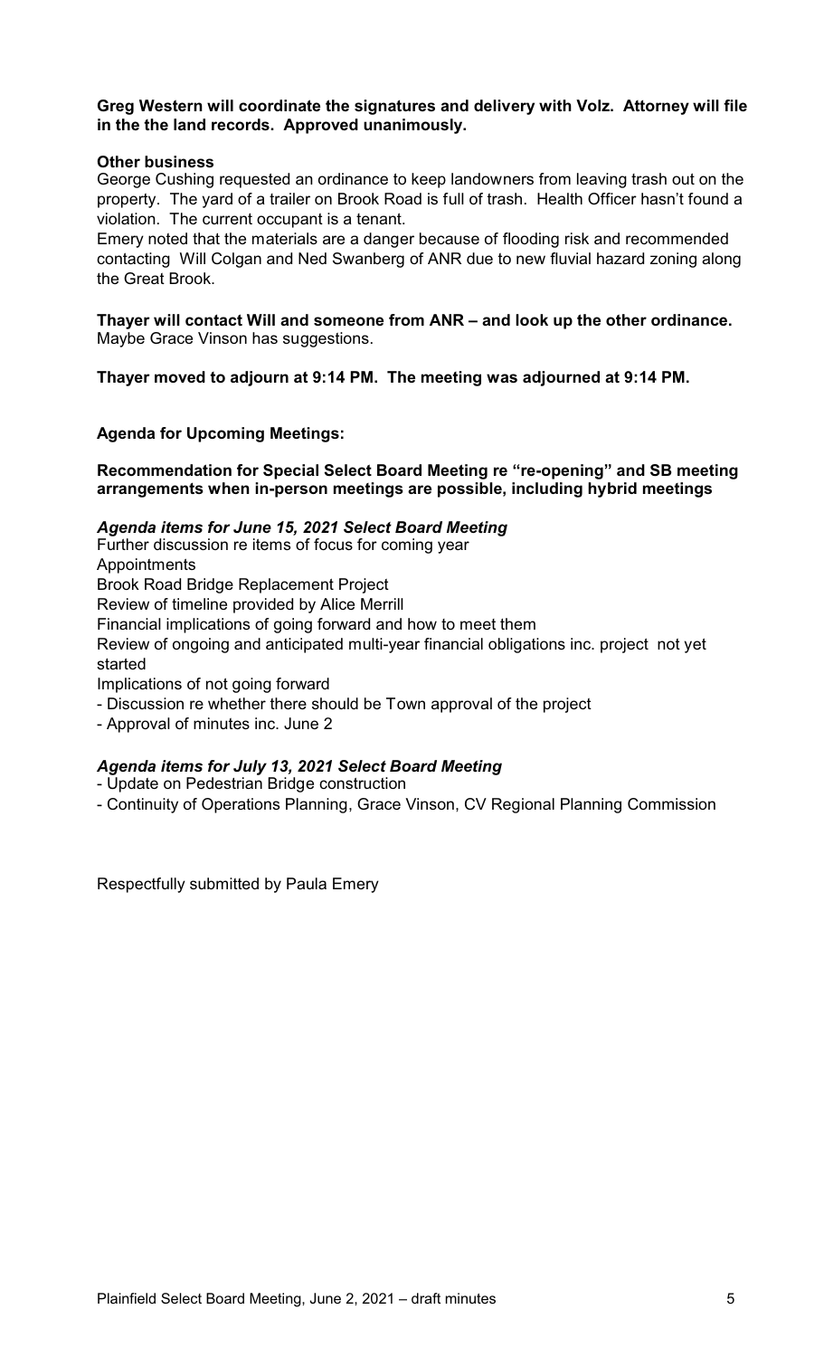**Greg Western will coordinate the signatures and delivery with Volz. Attorney will file in the the land records. Approved unanimously.**

**Other business**

George Cushing requested an ordinance to keep landowners from leaving trash out on the property. The yard of a trailer on Brook Road is full of trash. Health Officer hasn't found a violation. The current occupant is a tenant.

Emery noted that the materials are a danger because of flooding risk and recommended contacting Will Colgan and Ned Swanberg of ANR due to new fluvial hazard zoning along the Great Brook.

**Thayer will contact Will and someone from ANR – and look up the other ordinance.** Maybe Grace Vinson has suggestions.

**Thayer moved to adjourn at 9:14 PM. The meeting was adjourned at 9:14 PM.**

**Agenda for Upcoming Meetings:**

**Recommendation for Special Select Board Meeting re "re-opening" and SB meeting arrangements when in-person meetings are possible, including hybrid meetings**

***Agenda items for June 15, 2021 Select Board Meeting***

Further discussion re items of focus for coming year
Appointments
Brook Road Bridge Replacement Project
Review of timeline provided by Alice Merrill
Financial implications of going forward and how to meet them
Review of ongoing and anticipated multi-year financial obligations inc. project not yet started
Implications of not going forward

- Discussion re whether there should be Town approval of the project
- Approval of minutes inc. June 2

***Agenda items for July 13, 2021 Select Board Meeting***

- Update on Pedestrian Bridge construction
- Continuity of Operations Planning, Grace Vinson, CV Regional Planning Commission

Respectfully submitted by Paula Emery